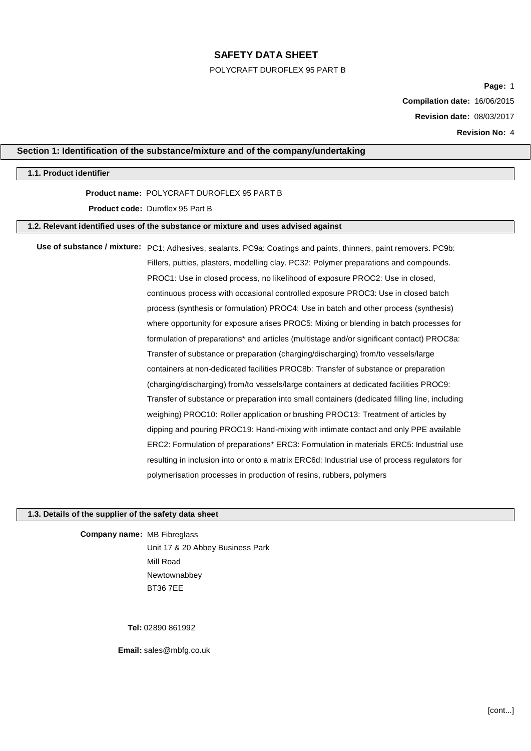# SAFETY DATA SHEET

POLYCRAFT DUROFLEX 95 PART B

**Compilation date:** 16/06/2015

**Revision date:** 08/03/2017

**Revision No:** 4

## Section 1: Identification of the substance/mixture and of the company/undertaking

### 1.1. Product identifier

**Product name:** POLYCRAFT DUROFLEX 95 PART B

**Product code:** Duroflex 95 Part B

### 1.2. Relevant identified uses of the substance or mixture and uses advised against

**Use of substance / mixture:** PC1: Adhesives, sealants. PC9a: Coatings and paints, thinners, paint removers. PC9b: Fillers, putties, plasters, modelling clay. PC32: Polymer preparations and compounds. PROC1: Use in closed process, no likelihood of exposure PROC2: Use in closed, continuous process with occasional controlled exposure PROC3: Use in closed batch process (synthesis or formulation) PROC4: Use in batch and other process (synthesis) where opportunity for exposure arises PROC5: Mixing or blending in batch processes for formulation of preparations* and articles (multistage and/or significant contact) PROC8a: Transfer of substance or preparation (charging/discharging) from/to vessels/large containers at non-dedicated facilities PROC8b: Transfer of substance or preparation (charging/discharging) from/to vessels/large containers at dedicated facilities PROC9: Transfer of substance or preparation into small containers (dedicated filling line, including weighing) PROC10: Roller application or brushing PROC13: Treatment of articles by dipping and pouring PROC19: Hand-mixing with intimate contact and only PPE available ERC2: Formulation of preparations* ERC3: Formulation in materials ERC5: Industrial use resulting in inclusion into or onto a matrix ERC6d: Industrial use of process regulators for polymerisation processes in production of resins, rubbers, polymers

### 1.3. Details of the supplier of the safety data sheet

**Company name:** MB Fibreglass
Unit 17 & 20 Abbey Business Park
Mill Road
Newtownabbey
BT36 7EE

**Tel:** 02890 861992

**Email:** sales@mbfg.co.uk

[cont...]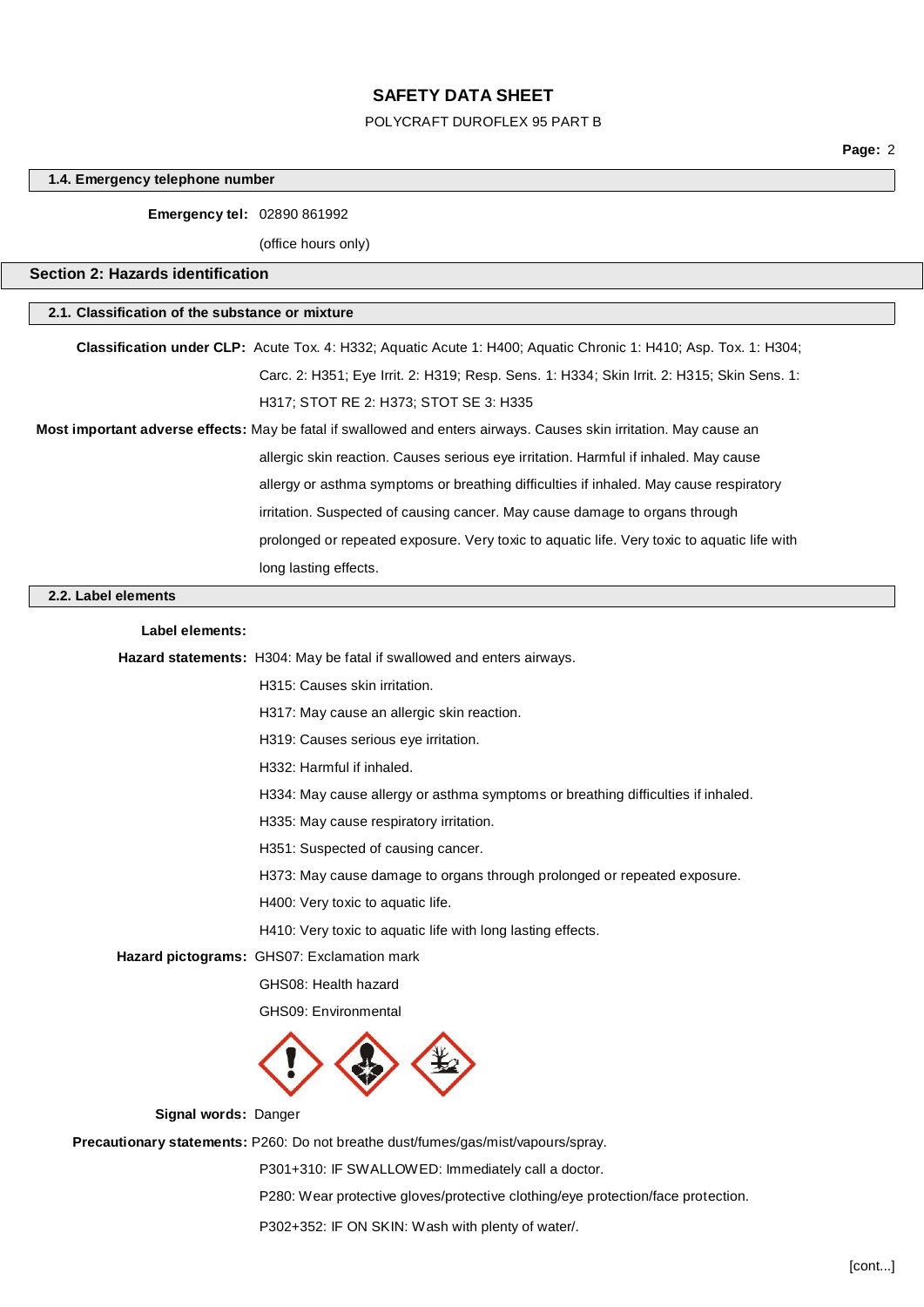### 1.4. Emergency telephone number

**Emergency tel:** 02890 861992

(office hours only)

## Section 2: Hazards identification

### 2.1. Classification of the substance or mixture

**Classification under CLP:** Acute Tox. 4: H332; Aquatic Acute 1: H400; Aquatic Chronic 1: H410; Asp. Tox. 1: H304; Carc. 2: H351; Eye Irrit. 2: H319; Resp. Sens. 1: H334; Skin Irrit. 2: H315; Skin Sens. 1: H317; STOT RE 2: H373; STOT SE 3: H335

**Most important adverse effects:** May be fatal if swallowed and enters airways. Causes skin irritation. May cause an allergic skin reaction. Causes serious eye irritation. Harmful if inhaled. May cause allergy or asthma symptoms or breathing difficulties if inhaled. May cause respiratory irritation. Suspected of causing cancer. May cause damage to organs through prolonged or repeated exposure. Very toxic to aquatic life. Very toxic to aquatic life with long lasting effects.

### 2.2. Label elements

**Label elements:**

**Hazard statements:** H304: May be fatal if swallowed and enters airways.

H315: Causes skin irritation.

H317: May cause an allergic skin reaction.

H319: Causes serious eye irritation.

H332: Harmful if inhaled.

H334: May cause allergy or asthma symptoms or breathing difficulties if inhaled.

H335: May cause respiratory irritation.

H351: Suspected of causing cancer.

H373: May cause damage to organs through prolonged or repeated exposure.

H400: Very toxic to aquatic life.

H410: Very toxic to aquatic life with long lasting effects.

**Hazard pictograms:** GHS07: Exclamation mark

GHS08: Health hazard

GHS09: Environmental

**Signal words:** Danger

**Precautionary statements:** P260: Do not breathe dust/fumes/gas/mist/vapours/spray.

P301+310: IF SWALLOWED: Immediately call a doctor.

P280: Wear protective gloves/protective clothing/eye protection/face protection.

P302+352: IF ON SKIN: Wash with plenty of water/.

[cont...]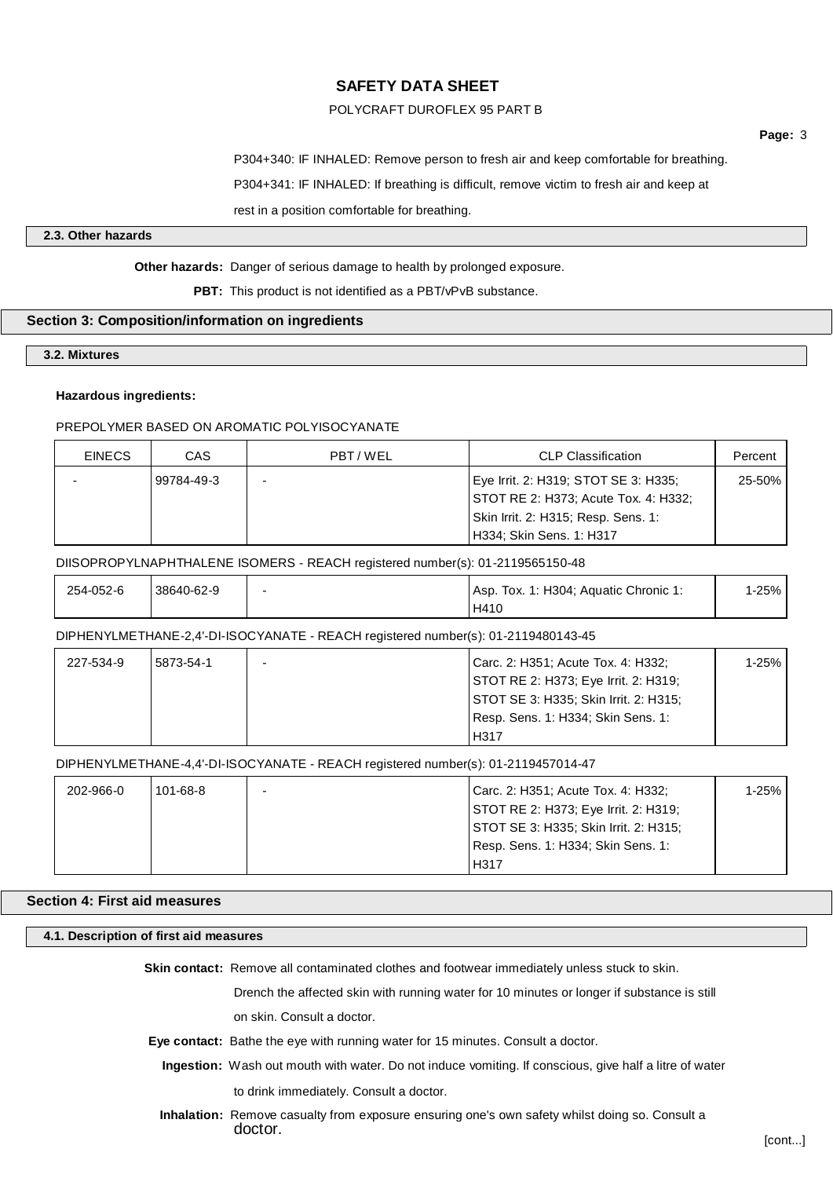P304+340: IF INHALED: Remove person to fresh air and keep comfortable for breathing.

P304+341: IF INHALED: If breathing is difficult, remove victim to fresh air and keep at rest in a position comfortable for breathing.

### 2.3. Other hazards

**Other hazards:** Danger of serious damage to health by prolonged exposure.

**PBT:** This product is not identified as a PBT/vPvB substance.

## Section 3: Composition/information on ingredients

### 3.2. Mixtures

**Hazardous ingredients:**

PREPOLYMER BASED ON AROMATIC POLYISOCYANATE

| EINECS | CAS | PBT / WEL | CLP Classification | Percent |
|---|---|---|---|---|
| - | 99784-49-3 | - | Eye Irrit. 2: H319; STOT SE 3: H335; STOT RE 2: H373; Acute Tox. 4: H332; Skin Irrit. 2: H315; Resp. Sens. 1: H334; Skin Sens. 1: H317 | 25-50% |

DIISOPROPYLNAPHTHALENE ISOMERS - REACH registered number(s): 01-2119565150-48

| EINECS | CAS | PBT / WEL | CLP Classification | Percent |
|---|---|---|---|---|
| 254-052-6 | 38640-62-9 | - | Asp. Tox. 1: H304; Aquatic Chronic 1: H410 | 1-25% |

DIPHENYLMETHANE-2,4'-DI-ISOCYANATE - REACH registered number(s): 01-2119480143-45

| EINECS | CAS | PBT / WEL | CLP Classification | Percent |
|---|---|---|---|---|
| 227-534-9 | 5873-54-1 | - | Carc. 2: H351; Acute Tox. 4: H332; STOT RE 2: H373; Eye Irrit. 2: H319; STOT SE 3: H335; Skin Irrit. 2: H315; Resp. Sens. 1: H334; Skin Sens. 1: H317 | 1-25% |

DIPHENYLMETHANE-4,4'-DI-ISOCYANATE - REACH registered number(s): 01-2119457014-47

| EINECS | CAS | PBT / WEL | CLP Classification | Percent |
|---|---|---|---|---|
| 202-966-0 | 101-68-8 | - | Carc. 2: H351; Acute Tox. 4: H332; STOT RE 2: H373; Eye Irrit. 2: H319; STOT SE 3: H335; Skin Irrit. 2: H315; Resp. Sens. 1: H334; Skin Sens. 1: H317 | 1-25% |

## Section 4: First aid measures

### 4.1. Description of first aid measures

**Skin contact:** Remove all contaminated clothes and footwear immediately unless stuck to skin. Drench the affected skin with running water for 10 minutes or longer if substance is still on skin. Consult a doctor.

**Eye contact:** Bathe the eye with running water for 15 minutes. Consult a doctor.

**Ingestion:** Wash out mouth with water. Do not induce vomiting. If conscious, give half a litre of water to drink immediately. Consult a doctor.

**Inhalation:** Remove casualty from exposure ensuring one's own safety whilst doing so. Consult a doctor.

[cont...]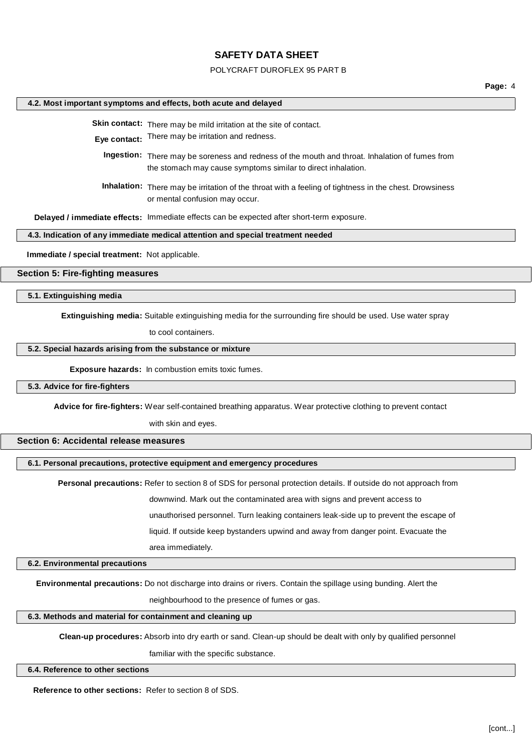### 4.2. Most important symptoms and effects, both acute and delayed

**Skin contact:** There may be mild irritation at the site of contact.

**Eye contact:** There may be irritation and redness.

**Ingestion:** There may be soreness and redness of the mouth and throat. Inhalation of fumes from the stomach may cause symptoms similar to direct inhalation.

**Inhalation:** There may be irritation of the throat with a feeling of tightness in the chest. Drowsiness or mental confusion may occur.

**Delayed / immediate effects:** Immediate effects can be expected after short-term exposure.

### 4.3. Indication of any immediate medical attention and special treatment needed

**Immediate / special treatment:** Not applicable.

## Section 5: Fire-fighting measures

### 5.1. Extinguishing media

**Extinguishing media:** Suitable extinguishing media for the surrounding fire should be used. Use water spray to cool containers.

### 5.2. Special hazards arising from the substance or mixture

**Exposure hazards:** In combustion emits toxic fumes.

### 5.3. Advice for fire-fighters

**Advice for fire-fighters:** Wear self-contained breathing apparatus. Wear protective clothing to prevent contact with skin and eyes.

## Section 6: Accidental release measures

### 6.1. Personal precautions, protective equipment and emergency procedures

**Personal precautions:** Refer to section 8 of SDS for personal protection details. If outside do not approach from downwind. Mark out the contaminated area with signs and prevent access to unauthorised personnel. Turn leaking containers leak-side up to prevent the escape of liquid. If outside keep bystanders upwind and away from danger point. Evacuate the area immediately.

### 6.2. Environmental precautions

**Environmental precautions:** Do not discharge into drains or rivers. Contain the spillage using bunding. Alert the neighbourhood to the presence of fumes or gas.

### 6.3. Methods and material for containment and cleaning up

**Clean-up procedures:** Absorb into dry earth or sand. Clean-up should be dealt with only by qualified personnel familiar with the specific substance.

### 6.4. Reference to other sections

**Reference to other sections:** Refer to section 8 of SDS.

[cont...]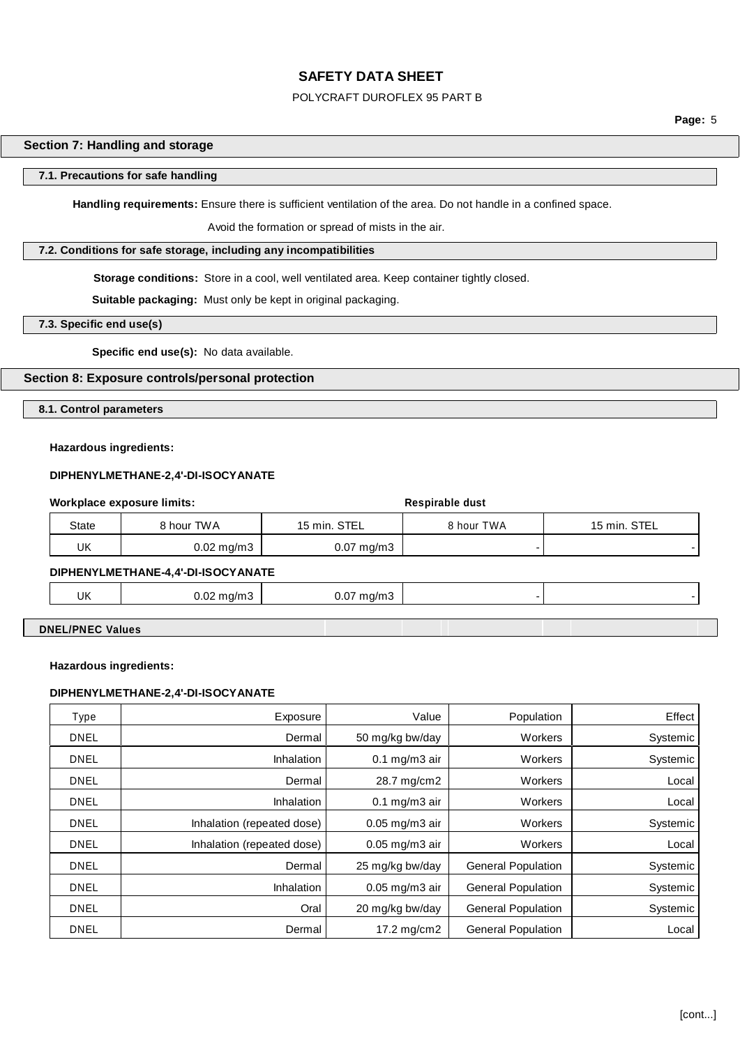## Section 7: Handling and storage

### 7.1. Precautions for safe handling

**Handling requirements:** Ensure there is sufficient ventilation of the area. Do not handle in a confined space.

Avoid the formation or spread of mists in the air.

### 7.2. Conditions for safe storage, including any incompatibilities

**Storage conditions:** Store in a cool, well ventilated area. Keep container tightly closed.

**Suitable packaging:** Must only be kept in original packaging.

### 7.3. Specific end use(s)

**Specific end use(s):** No data available.

## Section 8: Exposure controls/personal protection

### 8.1. Control parameters

**Hazardous ingredients:**

**DIPHENYLMETHANE-2,4'-DI-ISOCYANATE**

**Workplace exposure limits:**

| State | 8 hour TWA | 15 min. STEL | Respirable dust 8 hour TWA | Respirable dust 15 min. STEL |
|---|---|---|---|---|
| UK | 0.02 mg/m3 | 0.07 mg/m3 | - | - |

**DIPHENYLMETHANE-4,4'-DI-ISOCYANATE**

| State | 8 hour TWA | 15 min. STEL | Respirable dust 8 hour TWA | Respirable dust 15 min. STEL |
|---|---|---|---|---|
| UK | 0.02 mg/m3 | 0.07 mg/m3 | - | - |

**DNEL/PNEC Values**

**Hazardous ingredients:**

**DIPHENYLMETHANE-2,4'-DI-ISOCYANATE**

| Type | Exposure | Value | Population | Effect |
|---|---|---|---|---|
| DNEL | Dermal | 50 mg/kg bw/day | Workers | Systemic |
| DNEL | Inhalation | 0.1 mg/m3 air | Workers | Systemic |
| DNEL | Dermal | 28.7 mg/cm2 | Workers | Local |
| DNEL | Inhalation | 0.1 mg/m3 air | Workers | Local |
| DNEL | Inhalation (repeated dose) | 0.05 mg/m3 air | Workers | Systemic |
| DNEL | Inhalation (repeated dose) | 0.05 mg/m3 air | Workers | Local |
| DNEL | Dermal | 25 mg/kg bw/day | General Population | Systemic |
| DNEL | Inhalation | 0.05 mg/m3 air | General Population | Systemic |
| DNEL | Oral | 20 mg/kg bw/day | General Population | Systemic |
| DNEL | Dermal | 17.2 mg/cm2 | General Population | Local |

[cont...]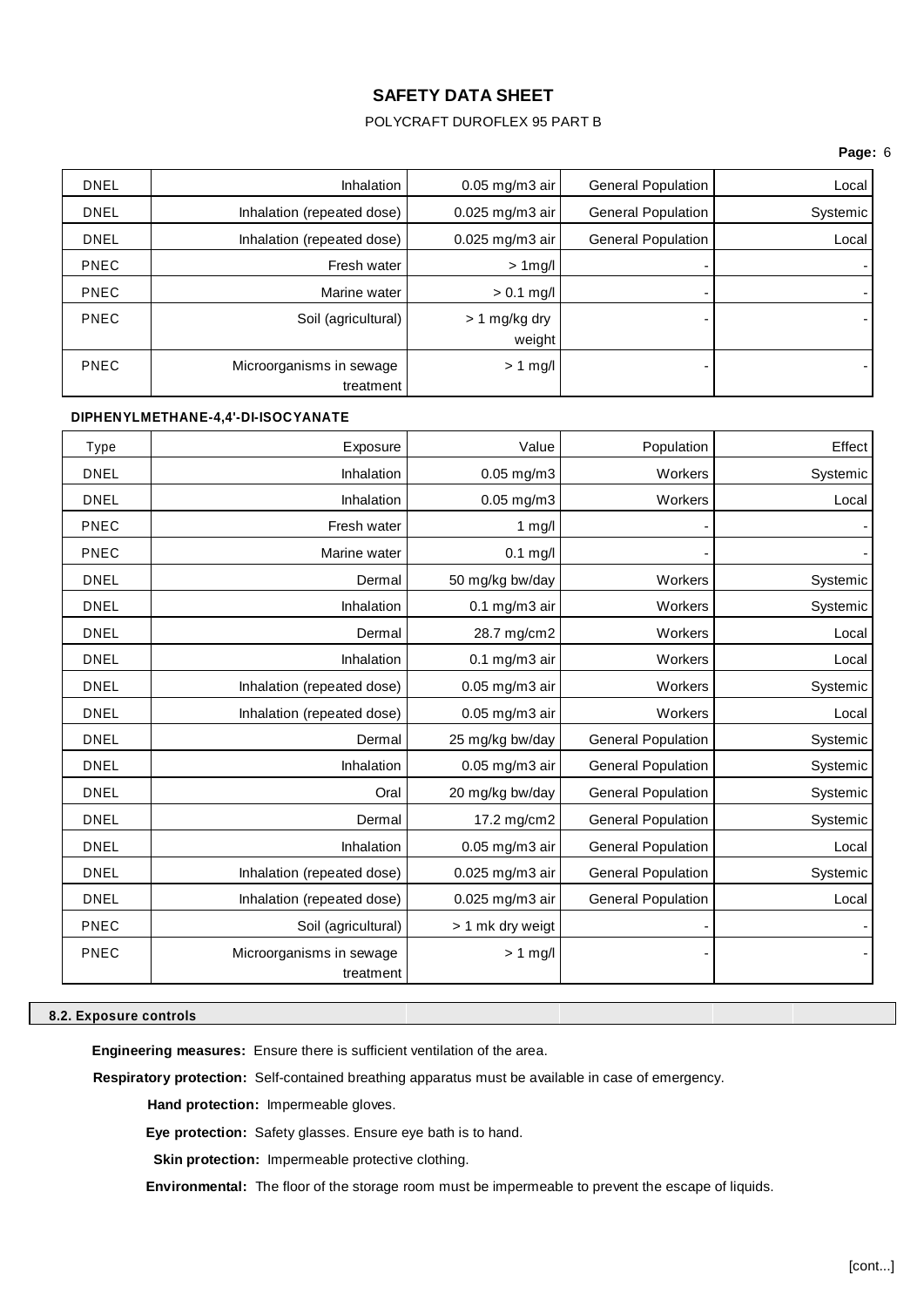| DNEL | Inhalation | 0.05 mg/m3 air | General Population | Local |
|---|---|---|---|---|
| DNEL | Inhalation (repeated dose) | 0.025 mg/m3 air | General Population | Systemic |
| DNEL | Inhalation (repeated dose) | 0.025 mg/m3 air | General Population | Local |
| PNEC | Fresh water | > 1mg/l | - | - |
| PNEC | Marine water | > 0.1 mg/l | - | - |
| PNEC | Soil (agricultural) | > 1 mg/kg dry weight | - | - |
| PNEC | Microorganisms in sewage treatment | > 1 mg/l | - | - |

**DIPHENYLMETHANE-4,4'-DI-ISOCYANATE**

| Type | Exposure | Value | Population | Effect |
|---|---|---|---|---|
| DNEL | Inhalation | 0.05 mg/m3 | Workers | Systemic |
| DNEL | Inhalation | 0.05 mg/m3 | Workers | Local |
| PNEC | Fresh water | 1 mg/l | - | - |
| PNEC | Marine water | 0.1 mg/l | - | - |
| DNEL | Dermal | 50 mg/kg bw/day | Workers | Systemic |
| DNEL | Inhalation | 0.1 mg/m3 air | Workers | Systemic |
| DNEL | Dermal | 28.7 mg/cm2 | Workers | Local |
| DNEL | Inhalation | 0.1 mg/m3 air | Workers | Local |
| DNEL | Inhalation (repeated dose) | 0.05 mg/m3 air | Workers | Systemic |
| DNEL | Inhalation (repeated dose) | 0.05 mg/m3 air | Workers | Local |
| DNEL | Dermal | 25 mg/kg bw/day | General Population | Systemic |
| DNEL | Inhalation | 0.05 mg/m3 air | General Population | Systemic |
| DNEL | Oral | 20 mg/kg bw/day | General Population | Systemic |
| DNEL | Dermal | 17.2 mg/cm2 | General Population | Systemic |
| DNEL | Inhalation | 0.05 mg/m3 air | General Population | Local |
| DNEL | Inhalation (repeated dose) | 0.025 mg/m3 air | General Population | Systemic |
| DNEL | Inhalation (repeated dose) | 0.025 mg/m3 air | General Population | Local |
| PNEC | Soil (agricultural) | > 1 mk dry weigt | - | - |
| PNEC | Microorganisms in sewage treatment | > 1 mg/l | - | - |

**8.2. Exposure controls**

**Engineering measures:** Ensure there is sufficient ventilation of the area.

**Respiratory protection:** Self-contained breathing apparatus must be available in case of emergency.

**Hand protection:** Impermeable gloves.

**Eye protection:** Safety glasses. Ensure eye bath is to hand.

**Skin protection:** Impermeable protective clothing.

**Environmental:** The floor of the storage room must be impermeable to prevent the escape of liquids.

[cont...]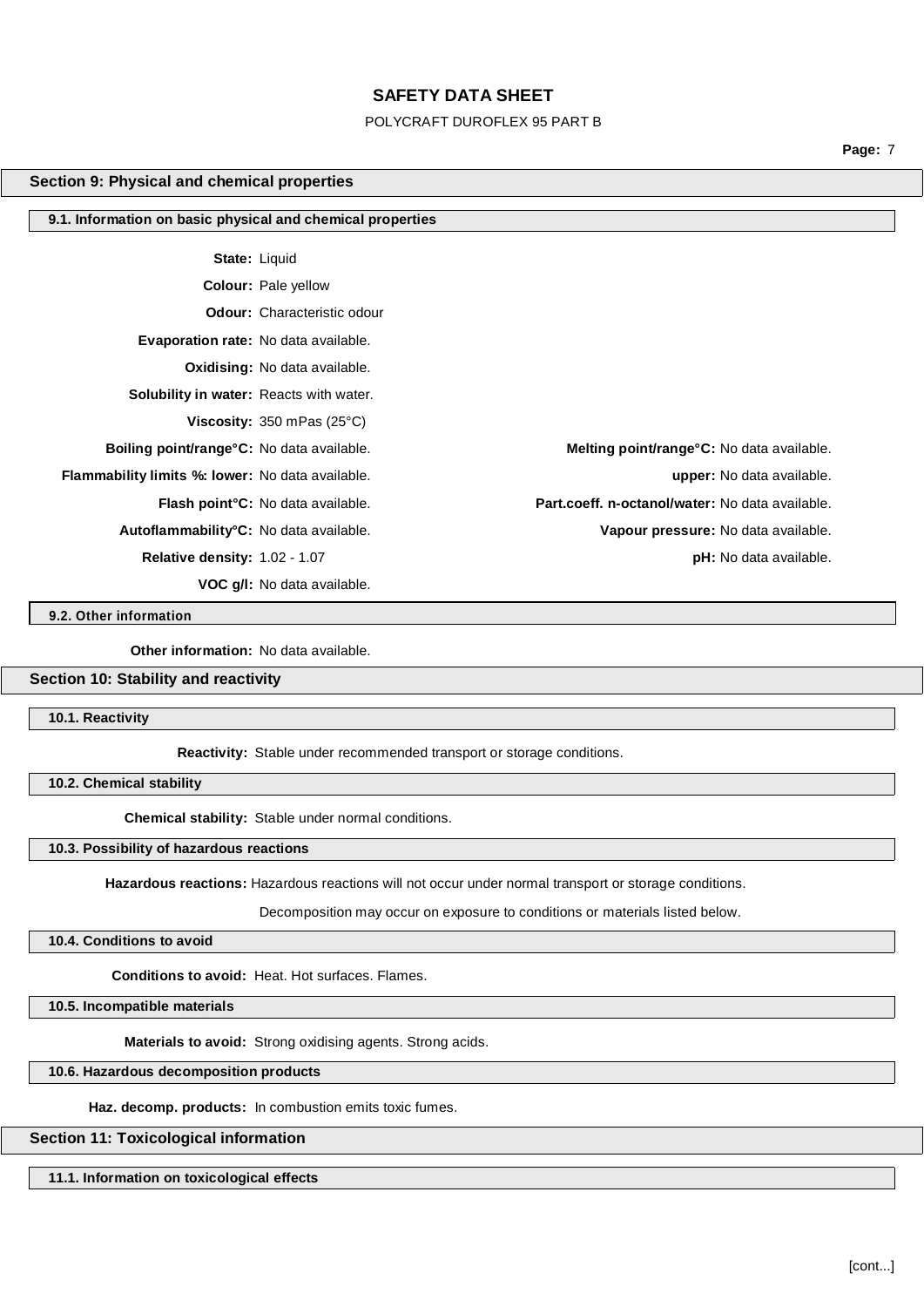## Section 9: Physical and chemical properties

### 9.1. Information on basic physical and chemical properties

**State:** Liquid

**Colour:** Pale yellow

**Odour:** Characteristic odour

**Evaporation rate:** No data available.

**Oxidising:** No data available.

**Solubility in water:** Reacts with water.

**Viscosity:** 350 mPas (25°C)

**Boiling point/range°C:** No data available.

**Melting point/range°C:** No data available.

**Flammability limits %: lower:** No data available.

**upper:** No data available.

**Flash point°C:** No data available.

**Part.coeff. n-octanol/water:** No data available.

**Autoflammability°C:** No data available.

**Vapour pressure:** No data available.

**Relative density:** 1.02 - 1.07

**pH:** No data available.

**VOC g/l:** No data available.

### 9.2. Other information

**Other information:** No data available.

## Section 10: Stability and reactivity

### 10.1. Reactivity

**Reactivity:** Stable under recommended transport or storage conditions.

### 10.2. Chemical stability

**Chemical stability:** Stable under normal conditions.

### 10.3. Possibility of hazardous reactions

**Hazardous reactions:** Hazardous reactions will not occur under normal transport or storage conditions.

Decomposition may occur on exposure to conditions or materials listed below.

### 10.4. Conditions to avoid

**Conditions to avoid:** Heat. Hot surfaces. Flames.

### 10.5. Incompatible materials

**Materials to avoid:** Strong oxidising agents. Strong acids.

### 10.6. Hazardous decomposition products

**Haz. decomp. products:** In combustion emits toxic fumes.

## Section 11: Toxicological information

### 11.1. Information on toxicological effects

[cont...]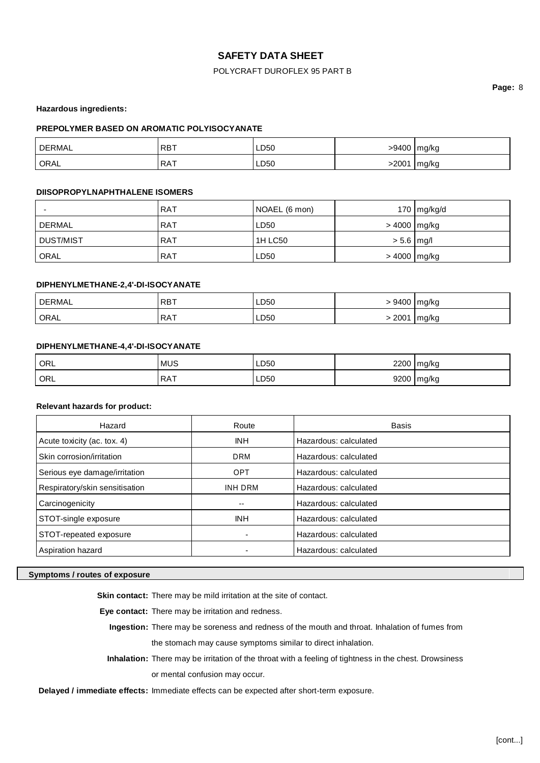**Hazardous ingredients:**

**PREPOLYMER BASED ON AROMATIC POLYISOCYANATE**

| | | | | |
|---|---|---|---|---|
| DERMAL | RBT | LD50 | >9400 | mg/kg |
| ORAL | RAT | LD50 | >2001 | mg/kg |

**DIISOPROPYLNAPHTHALENE ISOMERS**

| | | | | |
|---|---|---|---|---|
| - | RAT | NOAEL (6 mon) | 170 | mg/kg/d |
| DERMAL | RAT | LD50 | > 4000 | mg/kg |
| DUST/MIST | RAT | 1H LC50 | > 5.6 | mg/l |
| ORAL | RAT | LD50 | > 4000 | mg/kg |

**DIPHENYLMETHANE-2,4'-DI-ISOCYANATE**

| | | | | |
|---|---|---|---|---|
| DERMAL | RBT | LD50 | > 9400 | mg/kg |
| ORAL | RAT | LD50 | > 2001 | mg/kg |

**DIPHENYLMETHANE-4,4'-DI-ISOCYANATE**

| | | | | |
|---|---|---|---|---|
| ORL | MUS | LD50 | 2200 | mg/kg |
| ORL | RAT | LD50 | 9200 | mg/kg |

**Relevant hazards for product:**

| Hazard | Route | Basis |
|---|---|---|
| Acute toxicity (ac. tox. 4) | INH | Hazardous: calculated |
| Skin corrosion/irritation | DRM | Hazardous: calculated |
| Serious eye damage/irritation | OPT | Hazardous: calculated |
| Respiratory/skin sensitisation | INH DRM | Hazardous: calculated |
| Carcinogenicity | -- | Hazardous: calculated |
| STOT-single exposure | INH | Hazardous: calculated |
| STOT-repeated exposure | - | Hazardous: calculated |
| Aspiration hazard | - | Hazardous: calculated |

**Symptoms / routes of exposure**

**Skin contact:** There may be mild irritation at the site of contact.

**Eye contact:** There may be irritation and redness.

**Ingestion:** There may be soreness and redness of the mouth and throat. Inhalation of fumes from the stomach may cause symptoms similar to direct inhalation.

**Inhalation:** There may be irritation of the throat with a feeling of tightness in the chest. Drowsiness or mental confusion may occur.

**Delayed / immediate effects:** Immediate effects can be expected after short-term exposure.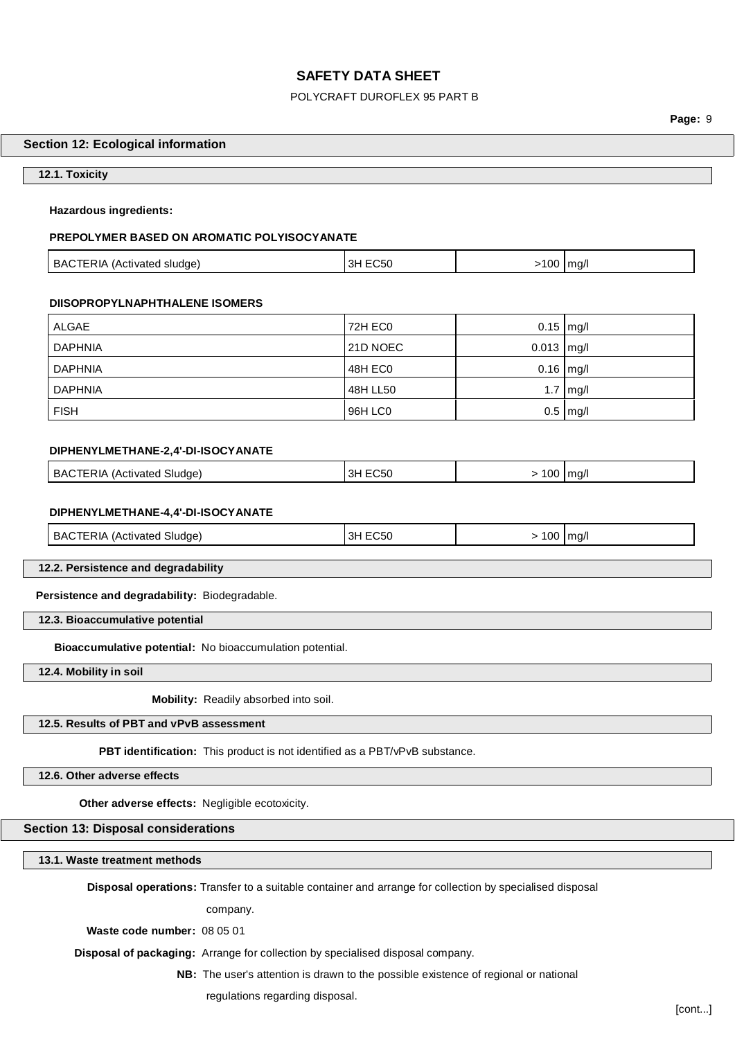## Section 12: Ecological information

### 12.1. Toxicity

**Hazardous ingredients:**

**PREPOLYMER BASED ON AROMATIC POLYISOCYANATE**

| | | | |
|---|---|---|---|
| BACTERIA (Activated sludge) | 3H EC50 | >100 | mg/l |

**DIISOPROPYLNAPHTHALENE ISOMERS**

| | | | |
|---|---|---|---|
| ALGAE | 72H EC0 | 0.15 | mg/l |
| DAPHNIA | 21D NOEC | 0.013 | mg/l |
| DAPHNIA | 48H EC0 | 0.16 | mg/l |
| DAPHNIA | 48H LL50 | 1.7 | mg/l |
| FISH | 96H LC0 | 0.5 | mg/l |

**DIPHENYLMETHANE-2,4'-DI-ISOCYANATE**

| | | | |
|---|---|---|---|
| BACTERIA (Activated Sludge) | 3H EC50 | > 100 | mg/l |

**DIPHENYLMETHANE-4,4'-DI-ISOCYANATE**

| | | | |
|---|---|---|---|
| BACTERIA (Activated Sludge) | 3H EC50 | > 100 | mg/l |

### 12.2. Persistence and degradability

**Persistence and degradability:** Biodegradable.

### 12.3. Bioaccumulative potential

**Bioaccumulative potential:** No bioaccumulation potential.

### 12.4. Mobility in soil

**Mobility:** Readily absorbed into soil.

### 12.5. Results of PBT and vPvB assessment

**PBT identification:** This product is not identified as a PBT/vPvB substance.

### 12.6. Other adverse effects

**Other adverse effects:** Negligible ecotoxicity.

## Section 13: Disposal considerations

### 13.1. Waste treatment methods

**Disposal operations:** Transfer to a suitable container and arrange for collection by specialised disposal company.

**Waste code number:** 08 05 01

**Disposal of packaging:** Arrange for collection by specialised disposal company.

**NB:** The user's attention is drawn to the possible existence of regional or national regulations regarding disposal.

[cont...]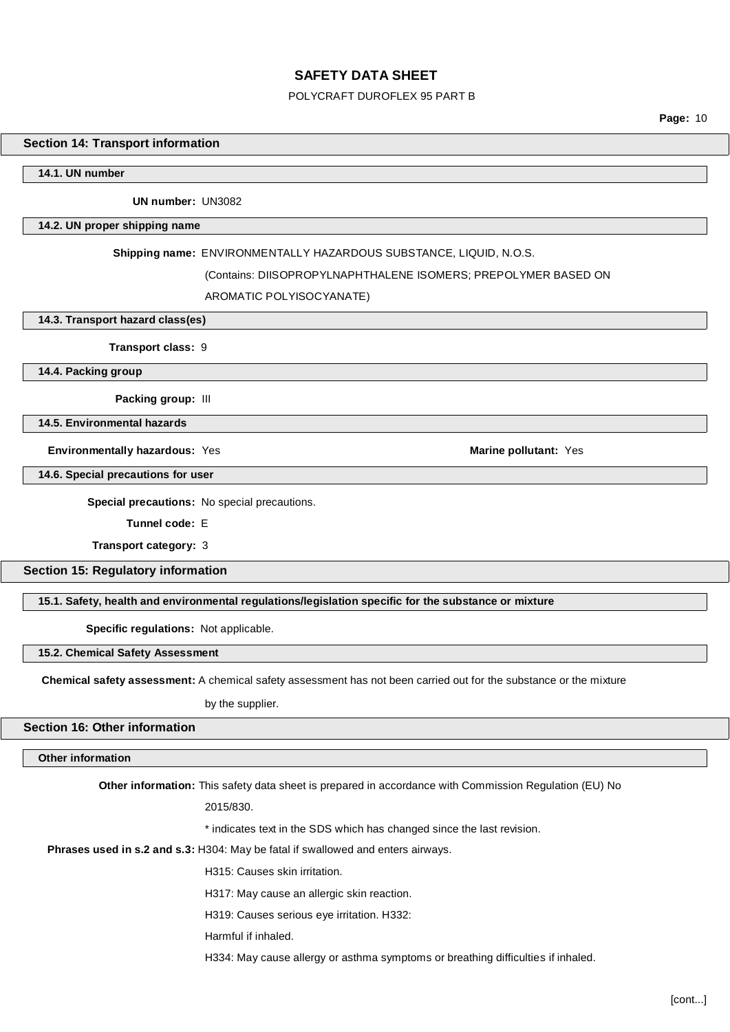## Section 14: Transport information

### 14.1. UN number

**UN number:** UN3082

### 14.2. UN proper shipping name

**Shipping name:** ENVIRONMENTALLY HAZARDOUS SUBSTANCE, LIQUID, N.O.S. (Contains: DIISOPROPYLNAPHTHALENE ISOMERS; PREPOLYMER BASED ON AROMATIC POLYISOCYANATE)

### 14.3. Transport hazard class(es)

**Transport class:** 9

### 14.4. Packing group

**Packing group:** III

### 14.5. Environmental hazards

**Environmentally hazardous:** Yes

**Marine pollutant:** Yes

### 14.6. Special precautions for user

**Special precautions:** No special precautions.

**Tunnel code:** E

**Transport category:** 3

## Section 15: Regulatory information

### 15.1. Safety, health and environmental regulations/legislation specific for the substance or mixture

**Specific regulations:** Not applicable.

### 15.2. Chemical Safety Assessment

**Chemical safety assessment:** A chemical safety assessment has not been carried out for the substance or the mixture by the supplier.

## Section 16: Other information

### Other information

**Other information:** This safety data sheet is prepared in accordance with Commission Regulation (EU) No 2015/830.

\* indicates text in the SDS which has changed since the last revision.

**Phrases used in s.2 and s.3:** H304: May be fatal if swallowed and enters airways.

H315: Causes skin irritation.

H317: May cause an allergic skin reaction.

H319: Causes serious eye irritation. H332: Harmful if inhaled.

H334: May cause allergy or asthma symptoms or breathing difficulties if inhaled.

[cont...]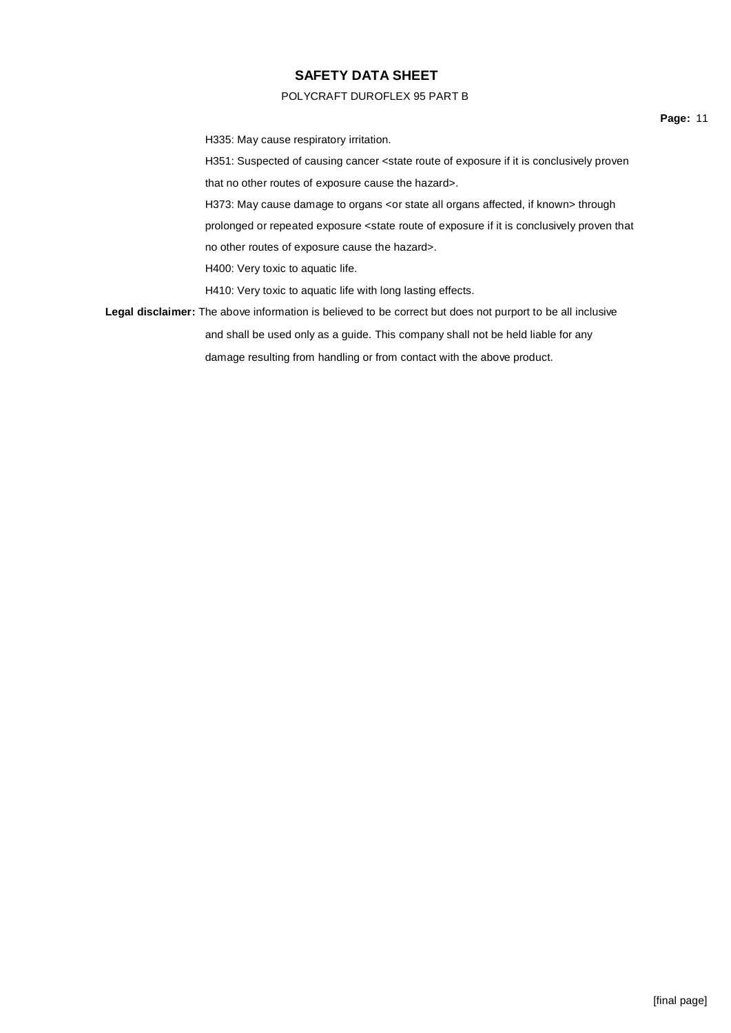H335: May cause respiratory irritation.

H351: Suspected of causing cancer <state route of exposure if it is conclusively proven that no other routes of exposure cause the hazard>.

H373: May cause damage to organs <or state all organs affected, if known> through prolonged or repeated exposure <state route of exposure if it is conclusively proven that no other routes of exposure cause the hazard>.

H400: Very toxic to aquatic life.

H410: Very toxic to aquatic life with long lasting effects.

**Legal disclaimer:** The above information is believed to be correct but does not purport to be all inclusive and shall be used only as a guide. This company shall not be held liable for any damage resulting from handling or from contact with the above product.

[final page]